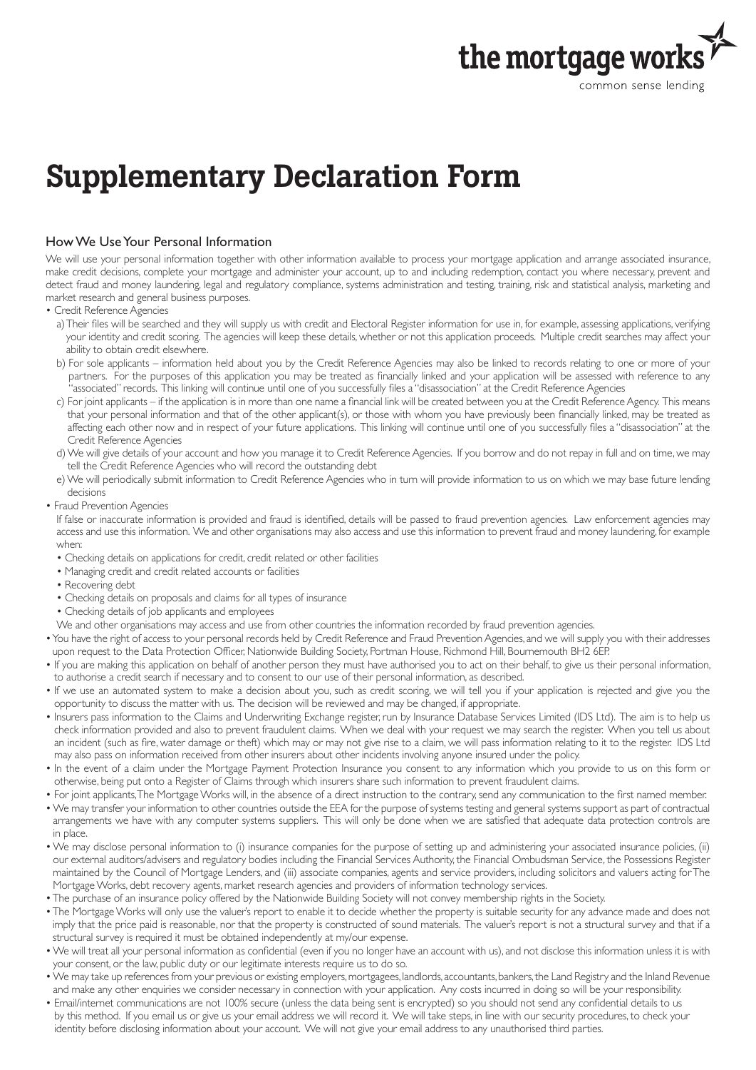the mortgage works

common sense lending

# Supplementary Declaration Form

## How We Use Your Personal Information

We will use your personal information together with other information available to process your mortgage application and arrange associated insurance, make credit decisions, complete your mortgage and administer your account, up to and including redemption, contact you where necessary, prevent and detect fraud and money laundering, legal and regulatory compliance, systems administration and testing, training, risk and statistical analysis, marketing and market research and general business purposes.

- Credit Reference Agencies
  a) Their files will be searched and they will supply us with credit and Electoral Register information for use in, for example, assessing applications, verifying your identity and credit scoring. The agencies will keep these details, whether or not this application proceeds. Multiple credit searches may affect your ability to obtain credit elsewhere.
  b) For sole applicants – information held about you by the Credit Reference Agencies may also be linked to records relating to one or more of your partners. For the purposes of this application you may be treated as financially linked and your application will be assessed with reference to any "associated" records. This linking will continue until one of you successfully files a "disassociation" at the Credit Reference Agencies
  c) For joint applicants – if the application is in more than one name a financial link will be created between you at the Credit Reference Agency. This means that your personal information and that of the other applicant(s), or those with whom you have previously been financially linked, may be treated as affecting each other now and in respect of your future applications. This linking will continue until one of you successfully files a "disassociation" at the Credit Reference Agencies
  d) We will give details of your account and how you manage it to Credit Reference Agencies. If you borrow and do not repay in full and on time, we may tell the Credit Reference Agencies who will record the outstanding debt
  e) We will periodically submit information to Credit Reference Agencies who in turn will provide information to us on which we may base future lending decisions
- Fraud Prevention Agencies
  If false or inaccurate information is provided and fraud is identified, details will be passed to fraud prevention agencies. Law enforcement agencies may access and use this information. We and other organisations may also access and use this information to prevent fraud and money laundering, for example when:
  - Checking details on applications for credit, credit related or other facilities
  - Managing credit and credit related accounts or facilities
  - Recovering debt
  - Checking details on proposals and claims for all types of insurance
  - Checking details of job applicants and employees

  We and other organisations may access and use from other countries the information recorded by fraud prevention agencies.
- You have the right of access to your personal records held by Credit Reference and Fraud Prevention Agencies, and we will supply you with their addresses upon request to the Data Protection Officer, Nationwide Building Society, Portman House, Richmond Hill, Bournemouth BH2 6EP.
- If you are making this application on behalf of another person they must have authorised you to act on their behalf, to give us their personal information, to authorise a credit search if necessary and to consent to our use of their personal information, as described.
- If we use an automated system to make a decision about you, such as credit scoring, we will tell you if your application is rejected and give you the opportunity to discuss the matter with us. The decision will be reviewed and may be changed, if appropriate.
- Insurers pass information to the Claims and Underwriting Exchange register, run by Insurance Database Services Limited (IDS Ltd). The aim is to help us check information provided and also to prevent fraudulent claims. When we deal with your request we may search the register. When you tell us about an incident (such as fire, water damage or theft) which may or may not give rise to a claim, we will pass information relating to it to the register. IDS Ltd may also pass on information received from other insurers about other incidents involving anyone insured under the policy.
- In the event of a claim under the Mortgage Payment Protection Insurance you consent to any information which you provide to us on this form or otherwise, being put onto a Register of Claims through which insurers share such information to prevent fraudulent claims.
- For joint applicants, The Mortgage Works will, in the absence of a direct instruction to the contrary, send any communication to the first named member.
- We may transfer your information to other countries outside the EEA for the purpose of systems testing and general systems support as part of contractual arrangements we have with any computer systems suppliers. This will only be done when we are satisfied that adequate data protection controls are in place.
- We may disclose personal information to (i) insurance companies for the purpose of setting up and administering your associated insurance policies, (ii) our external auditors/advisers and regulatory bodies including the Financial Services Authority, the Financial Ombudsman Service, the Possessions Register maintained by the Council of Mortgage Lenders, and (iii) associate companies, agents and service providers, including solicitors and valuers acting for The Mortgage Works, debt recovery agents, market research agencies and providers of information technology services.
- The purchase of an insurance policy offered by the Nationwide Building Society will not convey membership rights in the Society.
- The Mortgage Works will only use the valuer's report to enable it to decide whether the property is suitable security for any advance made and does not imply that the price paid is reasonable, nor that the property is constructed of sound materials. The valuer's report is not a structural survey and that if a structural survey is required it must be obtained independently at my/our expense.
- We will treat all your personal information as confidential (even if you no longer have an account with us), and not disclose this information unless it is with your consent, or the law, public duty or our legitimate interests require us to do so.
- We may take up references from your previous or existing employers, mortgagees, landlords, accountants, bankers, the Land Registry and the Inland Revenue and make any other enquiries we consider necessary in connection with your application. Any costs incurred in doing so will be your responsibility.
- Email/internet communications are not 100% secure (unless the data being sent is encrypted) so you should not send any confidential details to us by this method. If you email us or give us your email address we will record it. We will take steps, in line with our security procedures, to check your identity before disclosing information about your account. We will not give your email address to any unauthorised third parties.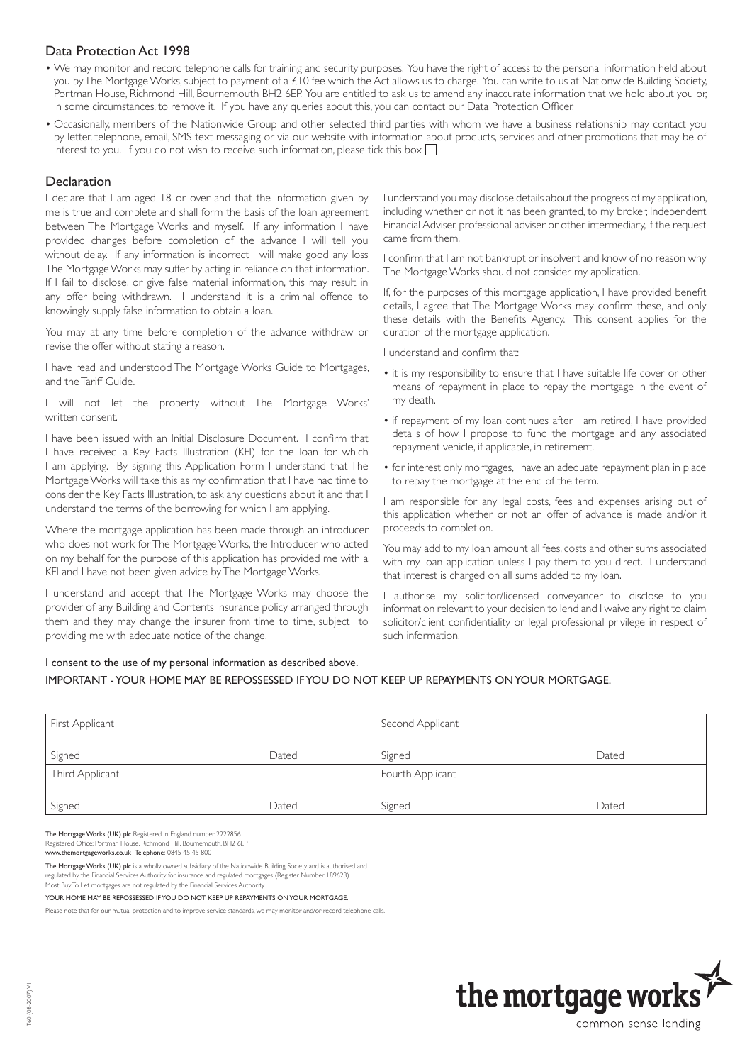## Data Protection Act 1998

- We may monitor and record telephone calls for training and security purposes. You have the right of access to the personal information held about you by The Mortgage Works, subject to payment of a £10 fee which the Act allows us to charge. You can write to us at Nationwide Building Society, Portman House, Richmond Hill, Bournemouth BH2 6EP. You are entitled to ask us to amend any inaccurate information that we hold about you or, in some circumstances, to remove it. If you have any queries about this, you can contact our Data Protection Officer.
- Occasionally, members of the Nationwide Group and other selected third parties with whom we have a business relationship may contact you by letter, telephone, email, SMS text messaging or via our website with information about products, services and other promotions that may be of interest to you. If you do not wish to receive such information, please tick this box ☐

## Declaration

I declare that I am aged 18 or over and that the information given by me is true and complete and shall form the basis of the loan agreement between The Mortgage Works and myself. If any information I have provided changes before completion of the advance I will tell you without delay. If any information is incorrect I will make good any loss The Mortgage Works may suffer by acting in reliance on that information. If I fail to disclose, or give false material information, this may result in any offer being withdrawn. I understand it is a criminal offence to knowingly supply false information to obtain a loan.

You may at any time before completion of the advance withdraw or revise the offer without stating a reason.

I have read and understood The Mortgage Works Guide to Mortgages, and the Tariff Guide.

I will not let the property without The Mortgage Works' written consent.

I have been issued with an Initial Disclosure Document. I confirm that I have received a Key Facts Illustration (KFI) for the loan for which I am applying. By signing this Application Form I understand that The Mortgage Works will take this as my confirmation that I have had time to consider the Key Facts Illustration, to ask any questions about it and that I understand the terms of the borrowing for which I am applying.

Where the mortgage application has been made through an introducer who does not work for The Mortgage Works, the Introducer who acted on my behalf for the purpose of this application has provided me with a KFI and I have not been given advice by The Mortgage Works.

I understand and accept that The Mortgage Works may choose the provider of any Building and Contents insurance policy arranged through them and they may change the insurer from time to time, subject to providing me with adequate notice of the change.

I understand you may disclose details about the progress of my application, including whether or not it has been granted, to my broker, Independent Financial Adviser, professional adviser or other intermediary, if the request came from them.

I confirm that I am not bankrupt or insolvent and know of no reason why The Mortgage Works should not consider my application.

If, for the purposes of this mortgage application, I have provided benefit details, I agree that The Mortgage Works may confirm these, and only these details with the Benefits Agency. This consent applies for the duration of the mortgage application.

I understand and confirm that:

- it is my responsibility to ensure that I have suitable life cover or other means of repayment in place to repay the mortgage in the event of my death.
- if repayment of my loan continues after I am retired, I have provided details of how I propose to fund the mortgage and any associated repayment vehicle, if applicable, in retirement.
- for interest only mortgages, I have an adequate repayment plan in place to repay the mortgage at the end of the term.

I am responsible for any legal costs, fees and expenses arising out of this application whether or not an offer of advance is made and/or it proceeds to completion.

You may add to my loan amount all fees, costs and other sums associated with my loan application unless I pay them to you direct. I understand that interest is charged on all sums added to my loan.

I authorise my solicitor/licensed conveyancer to disclose to you information relevant to your decision to lend and I waive any right to claim solicitor/client confidentiality or legal professional privilege in respect of such information.

I consent to the use of my personal information as described above.

IMPORTANT - YOUR HOME MAY BE REPOSSESSED IF YOU DO NOT KEEP UP REPAYMENTS ON YOUR MORTGAGE.

| | | | |
|---|---|---|---|
| First Applicant | | Second Applicant | |
| Signed | Dated | Signed | Dated |
| Third Applicant | | Fourth Applicant | |
| Signed | Dated | Signed | Dated |

**The Mortgage Works (UK) plc** Registered in England number 2222856.
Registered Office: Portman House, Richmond Hill, Bournemouth, BH2 6EP
**www.themortgageworks.co.uk Telephone:** 0845 45 45 800

**The Mortgage Works (UK) plc** is a wholly owned subsidiary of the Nationwide Building Society and is authorised and regulated by the Financial Services Authority for insurance and regulated mortgages (Register Number 189623).
Most Buy To Let mortgages are not regulated by the Financial Services Authority.

YOUR HOME MAY BE REPOSSESSED IF YOU DO NOT KEEP UP REPAYMENTS ON YOUR MORTGAGE.

Please note that for our mutual protection and to improve service standards, we may monitor and/or record telephone calls.

T60 (08-2007) V1

the mortgage works

common sense lending